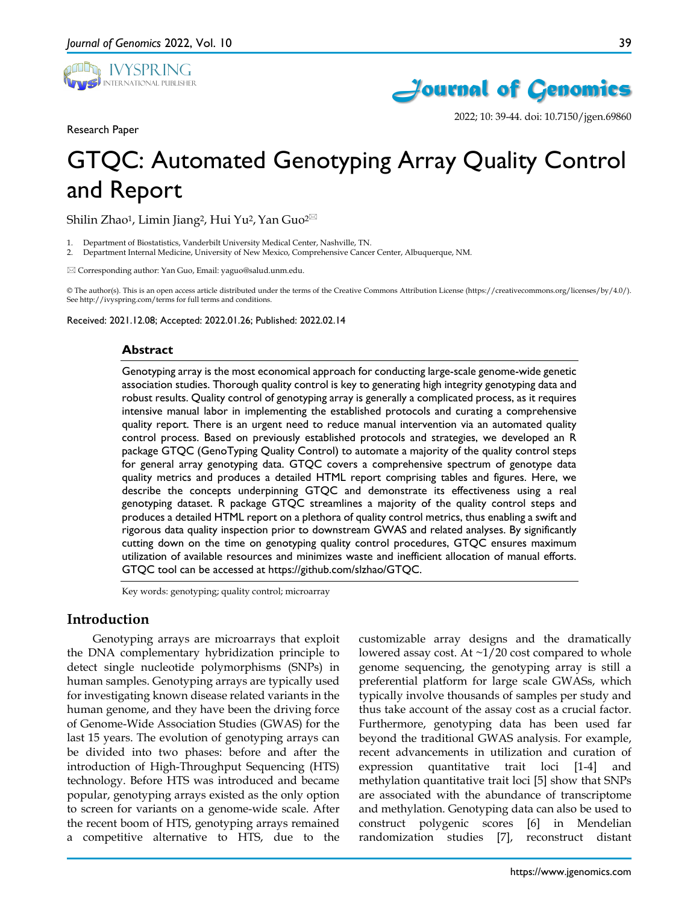Research Paper

2022; 10: 39-44. doi: 10.7150/jgen.69860

# GTQC: Automated Genotyping Array Quality Control and Report

Shilin Zhao[1], Limin Jiang[2], Hui Yu[2], Yan Guo[2]✉

1. Department of Biostatistics, Vanderbilt University Medical Center, Nashville, TN.
2. Department Internal Medicine, University of New Mexico, Comprehensive Cancer Center, Albuquerque, NM.

✉ Corresponding author: Yan Guo, Email: yaguo@salud.unm.edu.

© The author(s). This is an open access article distributed under the terms of the Creative Commons Attribution License (https://creativecommons.org/licenses/by/4.0/). See http://ivyspring.com/terms for full terms and conditions.

Received: 2021.12.08; Accepted: 2022.01.26; Published: 2022.02.14

## Abstract

Genotyping array is the most economical approach for conducting large-scale genome-wide genetic association studies. Thorough quality control is key to generating high integrity genotyping data and robust results. Quality control of genotyping array is generally a complicated process, as it requires intensive manual labor in implementing the established protocols and curating a comprehensive quality report. There is an urgent need to reduce manual intervention via an automated quality control process. Based on previously established protocols and strategies, we developed an R package GTQC (GenoTyping Quality Control) to automate a majority of the quality control steps for general array genotyping data. GTQC covers a comprehensive spectrum of genotype data quality metrics and produces a detailed HTML report comprising tables and figures. Here, we describe the concepts underpinning GTQC and demonstrate its effectiveness using a real genotyping dataset. R package GTQC streamlines a majority of the quality control steps and produces a detailed HTML report on a plethora of quality control metrics, thus enabling a swift and rigorous data quality inspection prior to downstream GWAS and related analyses. By significantly cutting down on the time on genotyping quality control procedures, GTQC ensures maximum utilization of available resources and minimizes waste and inefficient allocation of manual efforts. GTQC tool can be accessed at https://github.com/slzhao/GTQC.

Key words: genotyping; quality control; microarray

## Introduction

Genotyping arrays are microarrays that exploit the DNA complementary hybridization principle to detect single nucleotide polymorphisms (SNPs) in human samples. Genotyping arrays are typically used for investigating known disease related variants in the human genome, and they have been the driving force of Genome-Wide Association Studies (GWAS) for the last 15 years. The evolution of genotyping arrays can be divided into two phases: before and after the introduction of High-Throughput Sequencing (HTS) technology. Before HTS was introduced and became popular, genotyping arrays existed as the only option to screen for variants on a genome-wide scale. After the recent boom of HTS, genotyping arrays remained a competitive alternative to HTS, due to the customizable array designs and the dramatically lowered assay cost. At ~1/20 cost compared to whole genome sequencing, the genotyping array is still a preferential platform for large scale GWASs, which typically involve thousands of samples per study and thus take account of the assay cost as a crucial factor. Furthermore, genotyping data has been used far beyond the traditional GWAS analysis. For example, recent advancements in utilization and curation of expression quantitative trait loci [1-4] and methylation quantitative trait loci [5] show that SNPs are associated with the abundance of transcriptome and methylation. Genotyping data can also be used to construct polygenic scores [6] in Mendelian randomization studies [7], reconstruct distant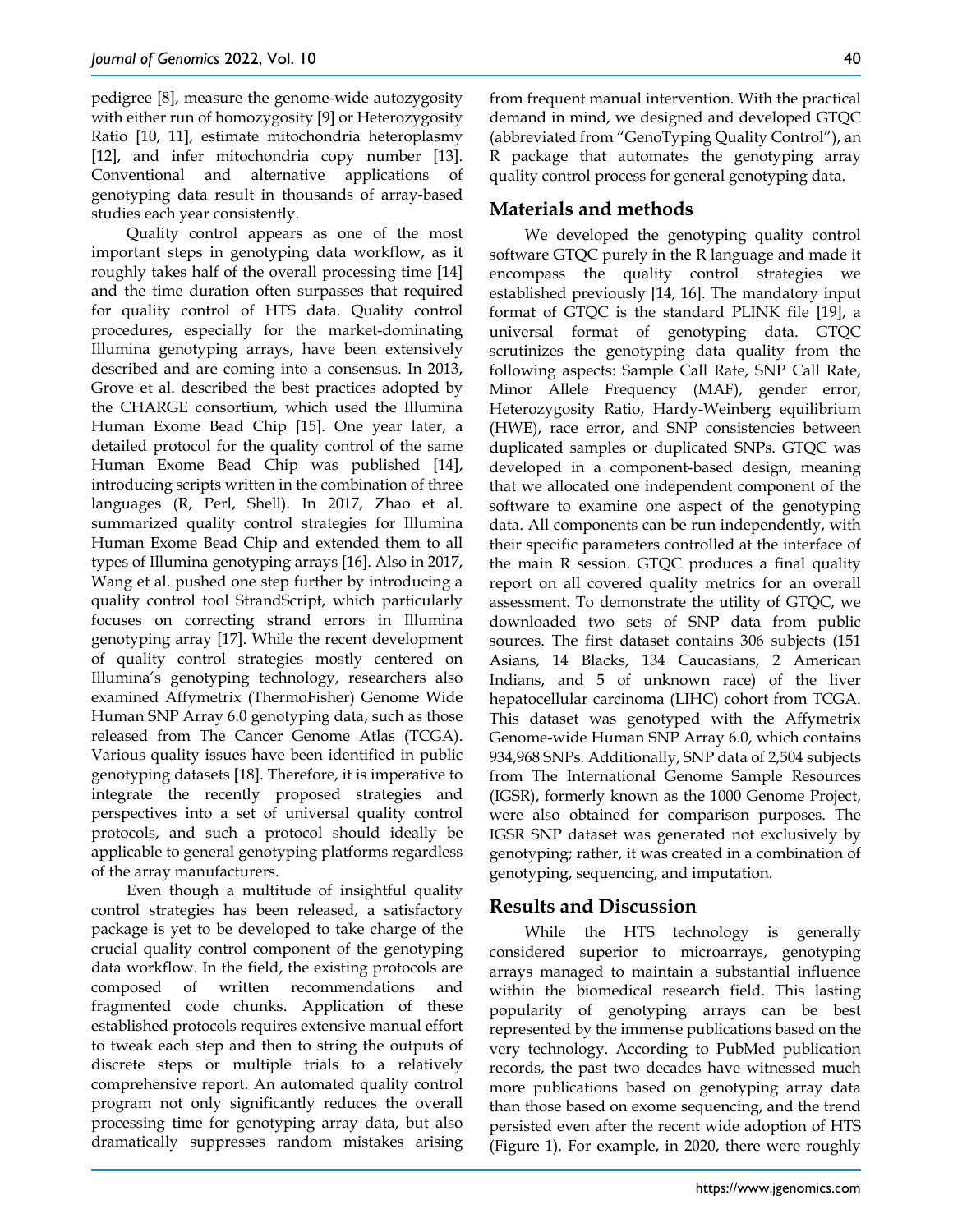pedigree [8], measure the genome-wide autozygosity with either run of homozygosity [9] or Heterozygosity Ratio [10, 11], estimate mitochondria heteroplasmy [12], and infer mitochondria copy number [13]. Conventional and alternative applications of genotyping data result in thousands of array-based studies each year consistently.

Quality control appears as one of the most important steps in genotyping data workflow, as it roughly takes half of the overall processing time [14] and the time duration often surpasses that required for quality control of HTS data. Quality control procedures, especially for the market-dominating Illumina genotyping arrays, have been extensively described and are coming into a consensus. In 2013, Grove et al. described the best practices adopted by the CHARGE consortium, which used the Illumina Human Exome Bead Chip [15]. One year later, a detailed protocol for the quality control of the same Human Exome Bead Chip was published [14], introducing scripts written in the combination of three languages (R, Perl, Shell). In 2017, Zhao et al. summarized quality control strategies for Illumina Human Exome Bead Chip and extended them to all types of Illumina genotyping arrays [16]. Also in 2017, Wang et al. pushed one step further by introducing a quality control tool StrandScript, which particularly focuses on correcting strand errors in Illumina genotyping array [17]. While the recent development of quality control strategies mostly centered on Illumina's genotyping technology, researchers also examined Affymetrix (ThermoFisher) Genome Wide Human SNP Array 6.0 genotyping data, such as those released from The Cancer Genome Atlas (TCGA). Various quality issues have been identified in public genotyping datasets [18]. Therefore, it is imperative to integrate the recently proposed strategies and perspectives into a set of universal quality control protocols, and such a protocol should ideally be applicable to general genotyping platforms regardless of the array manufacturers.

Even though a multitude of insightful quality control strategies has been released, a satisfactory package is yet to be developed to take charge of the crucial quality control component of the genotyping data workflow. In the field, the existing protocols are composed of written recommendations and fragmented code chunks. Application of these established protocols requires extensive manual effort to tweak each step and then to string the outputs of discrete steps or multiple trials to a relatively comprehensive report. An automated quality control program not only significantly reduces the overall processing time for genotyping array data, but also dramatically suppresses random mistakes arising from frequent manual intervention. With the practical demand in mind, we designed and developed GTQC (abbreviated from "GenoTyping Quality Control"), an R package that automates the genotyping array quality control process for general genotyping data.

## Materials and methods

We developed the genotyping quality control software GTQC purely in the R language and made it encompass the quality control strategies we established previously [14, 16]. The mandatory input format of GTQC is the standard PLINK file [19], a universal format of genotyping data. GTQC scrutinizes the genotyping data quality from the following aspects: Sample Call Rate, SNP Call Rate, Minor Allele Frequency (MAF), gender error, Heterozygosity Ratio, Hardy-Weinberg equilibrium (HWE), race error, and SNP consistencies between duplicated samples or duplicated SNPs. GTQC was developed in a component-based design, meaning that we allocated one independent component of the software to examine one aspect of the genotyping data. All components can be run independently, with their specific parameters controlled at the interface of the main R session. GTQC produces a final quality report on all covered quality metrics for an overall assessment. To demonstrate the utility of GTQC, we downloaded two sets of SNP data from public sources. The first dataset contains 306 subjects (151 Asians, 14 Blacks, 134 Caucasians, 2 American Indians, and 5 of unknown race) of the liver hepatocellular carcinoma (LIHC) cohort from TCGA. This dataset was genotyped with the Affymetrix Genome-wide Human SNP Array 6.0, which contains 934,968 SNPs. Additionally, SNP data of 2,504 subjects from The International Genome Sample Resources (IGSR), formerly known as the 1000 Genome Project, were also obtained for comparison purposes. The IGSR SNP dataset was generated not exclusively by genotyping; rather, it was created in a combination of genotyping, sequencing, and imputation.

## Results and Discussion

While the HTS technology is generally considered superior to microarrays, genotyping arrays managed to maintain a substantial influence within the biomedical research field. This lasting popularity of genotyping arrays can be best represented by the immense publications based on the very technology. According to PubMed publication records, the past two decades have witnessed much more publications based on genotyping array data than those based on exome sequencing, and the trend persisted even after the recent wide adoption of HTS (Figure 1). For example, in 2020, there were roughly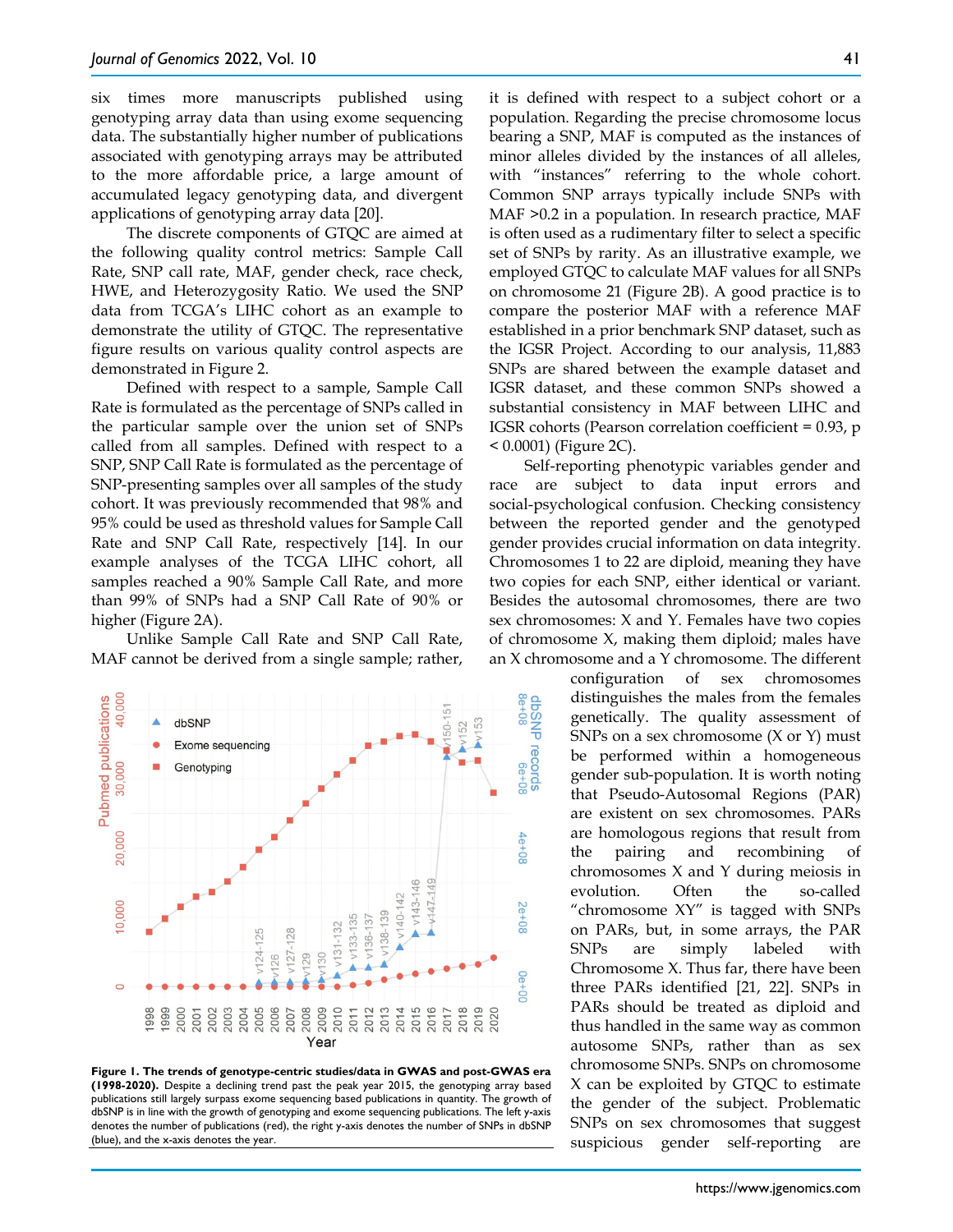six times more manuscripts published using genotyping array data than using exome sequencing data. The substantially higher number of publications associated with genotyping arrays may be attributed to the more affordable price, a large amount of accumulated legacy genotyping data, and divergent applications of genotyping array data [20].

The discrete components of GTQC are aimed at the following quality control metrics: Sample Call Rate, SNP call rate, MAF, gender check, race check, HWE, and Heterozygosity Ratio. We used the SNP data from TCGA's LIHC cohort as an example to demonstrate the utility of GTQC. The representative figure results on various quality control aspects are demonstrated in Figure 2.

Defined with respect to a sample, Sample Call Rate is formulated as the percentage of SNPs called in the particular sample over the union set of SNPs called from all samples. Defined with respect to a SNP, SNP Call Rate is formulated as the percentage of SNP-presenting samples over all samples of the study cohort. It was previously recommended that 98% and 95% could be used as threshold values for Sample Call Rate and SNP Call Rate, respectively [14]. In our example analyses of the TCGA LIHC cohort, all samples reached a 90% Sample Call Rate, and more than 99% of SNPs had a SNP Call Rate of 90% or higher (Figure 2A).

Unlike Sample Call Rate and SNP Call Rate, MAF cannot be derived from a single sample; rather, it is defined with respect to a subject cohort or a population. Regarding the precise chromosome locus bearing a SNP, MAF is computed as the instances of minor alleles divided by the instances of all alleles, with "instances" referring to the whole cohort. Common SNP arrays typically include SNPs with MAF >0.2 in a population. In research practice, MAF is often used as a rudimentary filter to select a specific set of SNPs by rarity. As an illustrative example, we employed GTQC to calculate MAF values for all SNPs on chromosome 21 (Figure 2B). A good practice is to compare the posterior MAF with a reference MAF established in a prior benchmark SNP dataset, such as the IGSR Project. According to our analysis, 11,883 SNPs are shared between the example dataset and IGSR dataset, and these common SNPs showed a substantial consistency in MAF between LIHC and IGSR cohorts (Pearson correlation coefficient = 0.93, $p < 0.0001$) (Figure 2C).

Self-reporting phenotypic variables gender and race are subject to data input errors and social-psychological confusion. Checking consistency between the reported gender and the genotyped gender provides crucial information on data integrity. Chromosomes 1 to 22 are diploid, meaning they have two copies for each SNP, either identical or variant. Besides the autosomal chromosomes, there are two sex chromosomes: X and Y. Females have two copies of chromosome X, making them diploid; males have an X chromosome and a Y chromosome. The different configuration of sex chromosomes distinguishes the males from the females genetically. The quality assessment of SNPs on a sex chromosome (X or Y) must be performed within a homogeneous gender sub-population. It is worth noting that Pseudo-Autosomal Regions (PAR) are existent on sex chromosomes. PARs are homologous regions that result from the pairing and recombining of chromosomes X and Y during meiosis in evolution. Often the so-called "chromosome XY" is tagged with SNPs on PARs, but, in some arrays, the PAR SNPs are simply labeled with Chromosome X. Thus far, there have been three PARs identified [21, 22]. SNPs in PARs should be treated as diploid and thus handled in the same way as common autosome SNPs, rather than as sex chromosome SNPs. SNPs on chromosome X can be exploited by GTQC to estimate the gender of the subject. Problematic SNPs on sex chromosomes that suggest suspicious gender self-reporting are

**Figure 1. The trends of genotype-centric studies/data in GWAS and post-GWAS era (1998-2020).** Despite a declining trend past the peak year 2015, the genotyping array based publications still largely surpass exome sequencing based publications in quantity. The growth of dbSNP is in line with the growth of genotyping and exome sequencing publications. The left y-axis denotes the number of publications (red), the right y-axis denotes the number of SNPs in dbSNP (blue), and the x-axis denotes the year.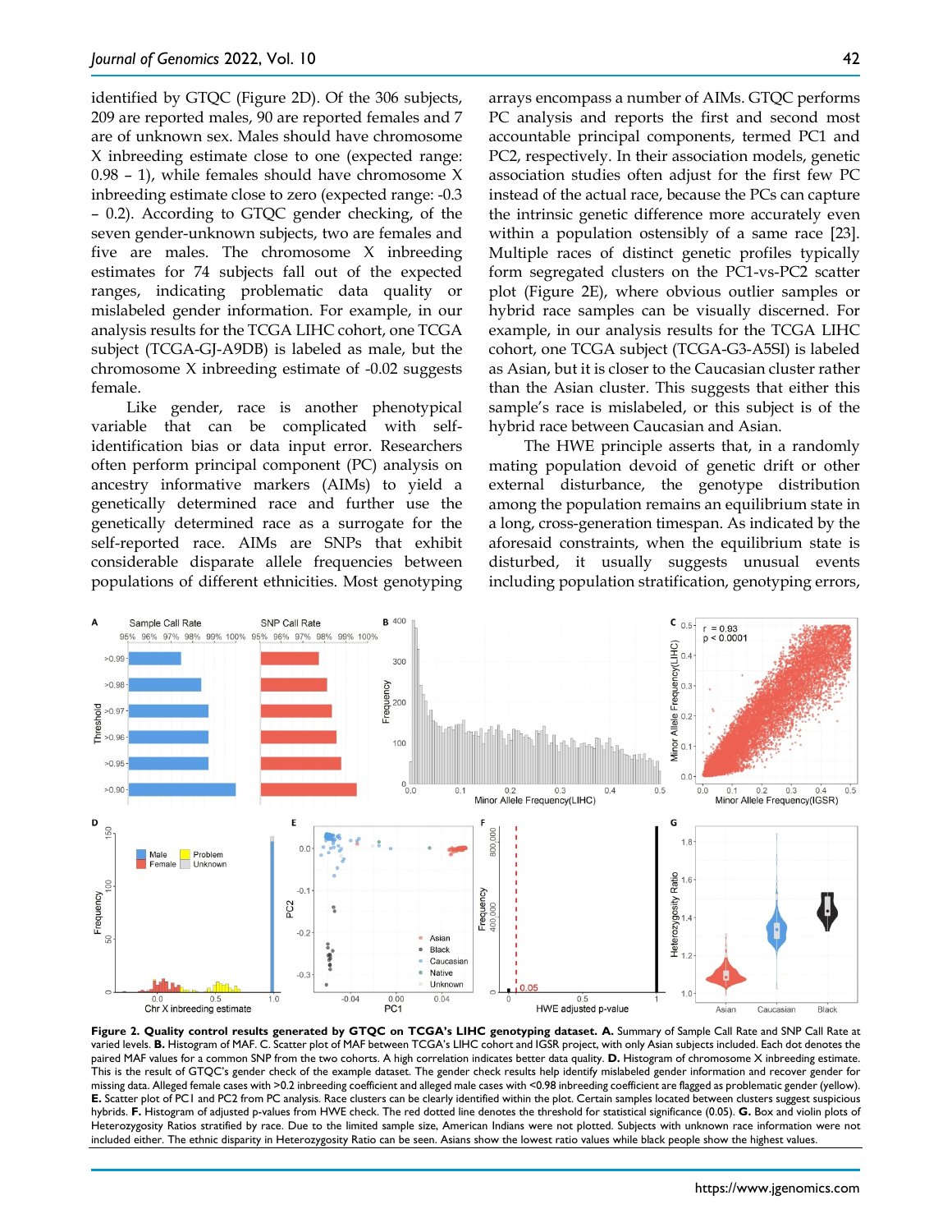identified by GTQC (Figure 2D). Of the 306 subjects, 209 are reported males, 90 are reported females and 7 are of unknown sex. Males should have chromosome X inbreeding estimate close to one (expected range: 0.98 – 1), while females should have chromosome X inbreeding estimate close to zero (expected range: -0.3 – 0.2). According to GTQC gender checking, of the seven gender-unknown subjects, two are females and five are males. The chromosome X inbreeding estimates for 74 subjects fall out of the expected ranges, indicating problematic data quality or mislabeled gender information. For example, in our analysis results for the TCGA LIHC cohort, one TCGA subject (TCGA-GJ-A9DB) is labeled as male, but the chromosome X inbreeding estimate of -0.02 suggests female.

Like gender, race is another phenotypical variable that can be complicated with self-identification bias or data input error. Researchers often perform principal component (PC) analysis on ancestry informative markers (AIMs) to yield a genetically determined race and further use the genetically determined race as a surrogate for the self-reported race. AIMs are SNPs that exhibit considerable disparate allele frequencies between populations of different ethnicities. Most genotyping arrays encompass a number of AIMs. GTQC performs PC analysis and reports the first and second most accountable principal components, termed PC1 and PC2, respectively. In their association models, genetic association studies often adjust for the first few PC instead of the actual race, because the PCs can capture the intrinsic genetic difference more accurately even within a population ostensibly of a same race [23]. Multiple races of distinct genetic profiles typically form segregated clusters on the PC1-vs-PC2 scatter plot (Figure 2E), where obvious outlier samples or hybrid race samples can be visually discerned. For example, in our analysis results for the TCGA LIHC cohort, one TCGA subject (TCGA-G3-A5SI) is labeled as Asian, but it is closer to the Caucasian cluster rather than the Asian cluster. This suggests that either this sample's race is mislabeled, or this subject is of the hybrid race between Caucasian and Asian.

The HWE principle asserts that, in a randomly mating population devoid of genetic drift or other external disturbance, the genotype distribution among the population remains an equilibrium state in a long, cross-generation timespan. As indicated by the aforesaid constraints, when the equilibrium state is disturbed, it usually suggests unusual events including population stratification, genotyping errors,

**Figure 2. Quality control results generated by GTQC on TCGA's LIHC genotyping dataset. A.** Summary of Sample Call Rate and SNP Call Rate at varied levels. **B.** Histogram of MAF. C. Scatter plot of MAF between TCGA's LIHC cohort and IGSR project, with only Asian subjects included. Each dot denotes the paired MAF values for a common SNP from the two cohorts. A high correlation indicates better data quality. **D.** Histogram of chromosome X inbreeding estimate. This is the result of GTQC's gender check of the example dataset. The gender check results help identify mislabeled gender information and recover gender for missing data. Alleged female cases with >0.2 inbreeding coefficient and alleged male cases with <0.98 inbreeding coefficient are flagged as problematic gender (yellow). **E.** Scatter plot of PC1 and PC2 from PC analysis. Race clusters can be clearly identified within the plot. Certain samples located between clusters suggest suspicious hybrids. **F.** Histogram of adjusted p-values from HWE check. The red dotted line denotes the threshold for statistical significance (0.05). **G.** Box and violin plots of Heterozygosity Ratios stratified by race. Due to the limited sample size, American Indians were not plotted. Subjects with unknown race information were not included either. The ethnic disparity in Heterozygosity Ratio can be seen. Asians show the lowest ratio values while black people show the highest values.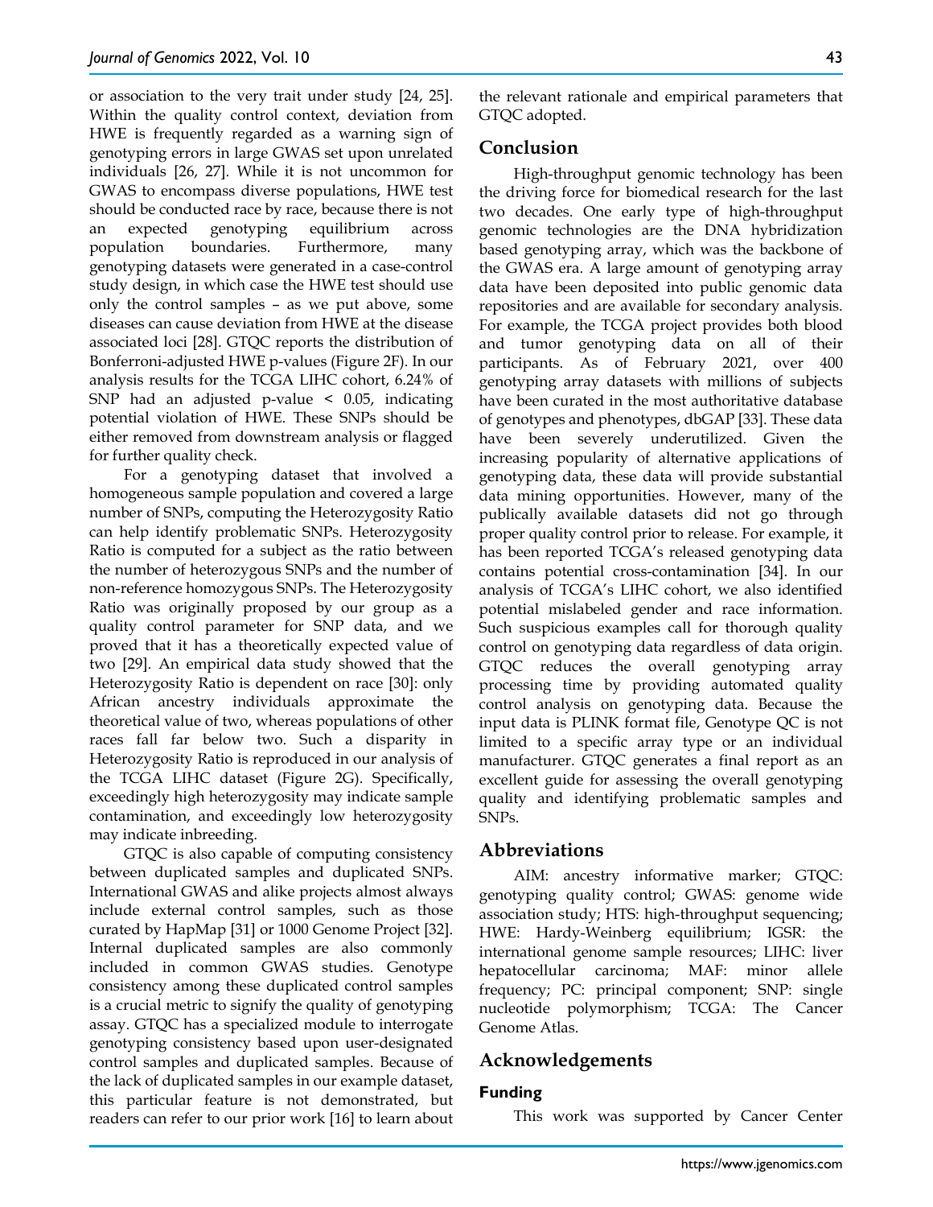or association to the very trait under study [24, 25]. Within the quality control context, deviation from HWE is frequently regarded as a warning sign of genotyping errors in large GWAS set upon unrelated individuals [26, 27]. While it is not uncommon for GWAS to encompass diverse populations, HWE test should be conducted race by race, because there is not an expected genotyping equilibrium across population boundaries. Furthermore, many genotyping datasets were generated in a case-control study design, in which case the HWE test should use only the control samples – as we put above, some diseases can cause deviation from HWE at the disease associated loci [28]. GTQC reports the distribution of Bonferroni-adjusted HWE p-values (Figure 2F). In our analysis results for the TCGA LIHC cohort, 6.24% of SNP had an adjusted p-value < 0.05, indicating potential violation of HWE. These SNPs should be either removed from downstream analysis or flagged for further quality check.

For a genotyping dataset that involved a homogeneous sample population and covered a large number of SNPs, computing the Heterozygosity Ratio can help identify problematic SNPs. Heterozygosity Ratio is computed for a subject as the ratio between the number of heterozygous SNPs and the number of non-reference homozygous SNPs. The Heterozygosity Ratio was originally proposed by our group as a quality control parameter for SNP data, and we proved that it has a theoretically expected value of two [29]. An empirical data study showed that the Heterozygosity Ratio is dependent on race [30]: only African ancestry individuals approximate the theoretical value of two, whereas populations of other races fall far below two. Such a disparity in Heterozygosity Ratio is reproduced in our analysis of the TCGA LIHC dataset (Figure 2G). Specifically, exceedingly high heterozygosity may indicate sample contamination, and exceedingly low heterozygosity may indicate inbreeding.

GTQC is also capable of computing consistency between duplicated samples and duplicated SNPs. International GWAS and alike projects almost always include external control samples, such as those curated by HapMap [31] or 1000 Genome Project [32]. Internal duplicated samples are also commonly included in common GWAS studies. Genotype consistency among these duplicated control samples is a crucial metric to signify the quality of genotyping assay. GTQC has a specialized module to interrogate genotyping consistency based upon user-designated control samples and duplicated samples. Because of the lack of duplicated samples in our example dataset, this particular feature is not demonstrated, but readers can refer to our prior work [16] to learn about the relevant rationale and empirical parameters that GTQC adopted.

## Conclusion

High-throughput genomic technology has been the driving force for biomedical research for the last two decades. One early type of high-throughput genomic technologies are the DNA hybridization based genotyping array, which was the backbone of the GWAS era. A large amount of genotyping array data have been deposited into public genomic data repositories and are available for secondary analysis. For example, the TCGA project provides both blood and tumor genotyping data on all of their participants. As of February 2021, over 400 genotyping array datasets with millions of subjects have been curated in the most authoritative database of genotypes and phenotypes, dbGAP [33]. These data have been severely underutilized. Given the increasing popularity of alternative applications of genotyping data, these data will provide substantial data mining opportunities. However, many of the publically available datasets did not go through proper quality control prior to release. For example, it has been reported TCGA's released genotyping data contains potential cross-contamination [34]. In our analysis of TCGA's LIHC cohort, we also identified potential mislabeled gender and race information. Such suspicious examples call for thorough quality control on genotyping data regardless of data origin. GTQC reduces the overall genotyping array processing time by providing automated quality control analysis on genotyping data. Because the input data is PLINK format file, Genotype QC is not limited to a specific array type or an individual manufacturer. GTQC generates a final report as an excellent guide for assessing the overall genotyping quality and identifying problematic samples and SNPs.

## Abbreviations

AIM: ancestry informative marker; GTQC: genotyping quality control; GWAS: genome wide association study; HTS: high-throughput sequencing; HWE: Hardy-Weinberg equilibrium; IGSR: the international genome sample resources; LIHC: liver hepatocellular carcinoma; MAF: minor allele frequency; PC: principal component; SNP: single nucleotide polymorphism; TCGA: The Cancer Genome Atlas.

## Acknowledgements

### Funding

This work was supported by Cancer Center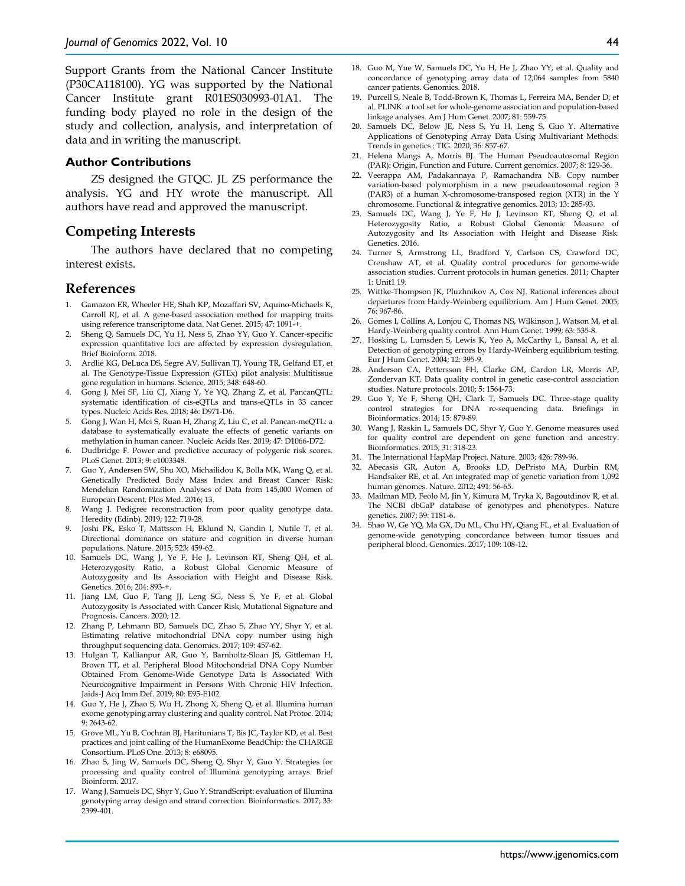Support Grants from the National Cancer Institute (P30CA118100). YG was supported by the National Cancer Institute grant R01ES030993-01A1. The funding body played no role in the design of the study and collection, analysis, and interpretation of data and in writing the manuscript.

### Author Contributions

ZS designed the GTQC. JL ZS performance the analysis. YG and HY wrote the manuscript. All authors have read and approved the manuscript.

## Competing Interests

The authors have declared that no competing interest exists.

## References

1. Gamazon ER, Wheeler HE, Shah KP, Mozaffari SV, Aquino-Michaels K, Carroll RJ, et al. A gene-based association method for mapping traits using reference transcriptome data. Nat Genet. 2015; 47: 1091-+.
2. Sheng Q, Samuels DC, Yu H, Ness S, Zhao YY, Guo Y. Cancer-specific expression quantitative loci are affected by expression dysregulation. Brief Bioinform. 2018.
3. Ardlie KG, DeLuca DS, Segre AV, Sullivan TJ, Young TR, Gelfand ET, et al. The Genotype-Tissue Expression (GTEx) pilot analysis: Multitissue gene regulation in humans. Science. 2015; 348: 648-60.
4. Gong J, Mei SF, Liu CJ, Xiang Y, Ye YQ, Zhang Z, et al. PancanQTL: systematic identification of cis-eQTLs and trans-eQTLs in 33 cancer types. Nucleic Acids Res. 2018; 46: D971-D6.
5. Gong J, Wan H, Mei S, Ruan H, Zhang Z, Liu C, et al. Pancan-meQTL: a database to systematically evaluate the effects of genetic variants on methylation in human cancer. Nucleic Acids Res. 2019; 47: D1066-D72.
6. Dudbridge F. Power and predictive accuracy of polygenic risk scores. PLoS Genet. 2013; 9: e1003348.
7. Guo Y, Andersen SW, Shu XO, Michailidou K, Bolla MK, Wang Q, et al. Genetically Predicted Body Mass Index and Breast Cancer Risk: Mendelian Randomization Analyses of Data from 145,000 Women of European Descent. Plos Med. 2016; 13.
8. Wang J. Pedigree reconstruction from poor quality genotype data. Heredity (Edinb). 2019; 122: 719-28.
9. Joshi PK, Esko T, Mattsson H, Eklund N, Gandin I, Nutile T, et al. Directional dominance on stature and cognition in diverse human populations. Nature. 2015; 523: 459-62.
10. Samuels DC, Wang J, Ye F, He J, Levinson RT, Sheng QH, et al. Heterozygosity Ratio, a Robust Global Genomic Measure of Autozygosity and Its Association with Height and Disease Risk. Genetics. 2016; 204: 893-+.
11. Jiang LM, Guo F, Tang JJ, Leng SG, Ness S, Ye F, et al. Global Autozygosity Is Associated with Cancer Risk, Mutational Signature and Prognosis. Cancers. 2020; 12.
12. Zhang P, Lehmann BD, Samuels DC, Zhao S, Zhao YY, Shyr Y, et al. Estimating relative mitochondrial DNA copy number using high throughput sequencing data. Genomics. 2017; 109: 457-62.
13. Hulgan T, Kallianpur AR, Guo Y, Barnholtz-Sloan JS, Gittleman H, Brown TT, et al. Peripheral Blood Mitochondrial DNA Copy Number Obtained From Genome-Wide Genotype Data Is Associated With Neurocognitive Impairment in Persons With Chronic HIV Infection. Jaids-J Acq Imm Def. 2019; 80: E95-E102.
14. Guo Y, He J, Zhao S, Wu H, Zhong X, Sheng Q, et al. Illumina human exome genotyping array clustering and quality control. Nat Protoc. 2014; 9: 2643-62.
15. Grove ML, Yu B, Cochran BJ, Haritunians T, Bis JC, Taylor KD, et al. Best practices and joint calling of the HumanExome BeadChip: the CHARGE Consortium. PLoS One. 2013; 8: e68095.
16. Zhao S, Jing W, Samuels DC, Sheng Q, Shyr Y, Guo Y. Strategies for processing and quality control of Illumina genotyping arrays. Brief Bioinform. 2017.
17. Wang J, Samuels DC, Shyr Y, Guo Y. StrandScript: evaluation of Illumina genotyping array design and strand correction. Bioinformatics. 2017; 33: 2399-401.
18. Guo M, Yue W, Samuels DC, Yu H, He J, Zhao YY, et al. Quality and concordance of genotyping array data of 12,064 samples from 5840 cancer patients. Genomics. 2018.
19. Purcell S, Neale B, Todd-Brown K, Thomas L, Ferreira MA, Bender D, et al. PLINK: a tool set for whole-genome association and population-based linkage analyses. Am J Hum Genet. 2007; 81: 559-75.
20. Samuels DC, Below JE, Ness S, Yu H, Leng S, Guo Y. Alternative Applications of Genotyping Array Data Using Multivariant Methods. Trends in genetics : TIG. 2020; 36: 857-67.
21. Helena Mangs A, Morris BJ. The Human Pseudoautosomal Region (PAR): Origin, Function and Future. Current genomics. 2007; 8: 129-36.
22. Veerappa AM, Padakannaya P, Ramachandra NB. Copy number variation-based polymorphism in a new pseudoautosomal region 3 (PAR3) of a human X-chromosome-transposed region (XTR) in the Y chromosome. Functional & integrative genomics. 2013; 13: 285-93.
23. Samuels DC, Wang J, Ye F, He J, Levinson RT, Sheng Q, et al. Heterozygosity Ratio, a Robust Global Genomic Measure of Autozygosity and Its Association with Height and Disease Risk. Genetics. 2016.
24. Turner S, Armstrong LL, Bradford Y, Carlson CS, Crawford DC, Crenshaw AT, et al. Quality control procedures for genome-wide association studies. Current protocols in human genetics. 2011; Chapter 1: Unit1 19.
25. Wittke-Thompson JK, Pluzhnikov A, Cox NJ. Rational inferences about departures from Hardy-Weinberg equilibrium. Am J Hum Genet. 2005; 76: 967-86.
26. Gomes I, Collins A, Lonjou C, Thomas NS, Wilkinson J, Watson M, et al. Hardy-Weinberg quality control. Ann Hum Genet. 1999; 63: 535-8.
27. Hosking L, Lumsden S, Lewis K, Yeo A, McCarthy L, Bansal A, et al. Detection of genotyping errors by Hardy-Weinberg equilibrium testing. Eur J Hum Genet. 2004; 12: 395-9.
28. Anderson CA, Pettersson FH, Clarke GM, Cardon LR, Morris AP, Zondervan KT. Data quality control in genetic case-control association studies. Nature protocols. 2010; 5: 1564-73.
29. Guo Y, Ye F, Sheng QH, Clark T, Samuels DC. Three-stage quality control strategies for DNA re-sequencing data. Briefings in Bioinformatics. 2014; 15: 879-89.
30. Wang J, Raskin L, Samuels DC, Shyr Y, Guo Y. Genome measures used for quality control are dependent on gene function and ancestry. Bioinformatics. 2015; 31: 318-23.
31. The International HapMap Project. Nature. 2003; 426: 789-96.
32. Abecasis GR, Auton A, Brooks LD, DePristo MA, Durbin RM, Handsaker RE, et al. An integrated map of genetic variation from 1,092 human genomes. Nature. 2012; 491: 56-65.
33. Mailman MD, Feolo M, Jin Y, Kimura M, Tryka K, Bagoutdinov R, et al. The NCBI dbGaP database of genotypes and phenotypes. Nature genetics. 2007; 39: 1181-6.
34. Shao W, Ge YQ, Ma GX, Du ML, Chu HY, Qiang FL, et al. Evaluation of genome-wide genotyping concordance between tumor tissues and peripheral blood. Genomics. 2017; 109: 108-12.